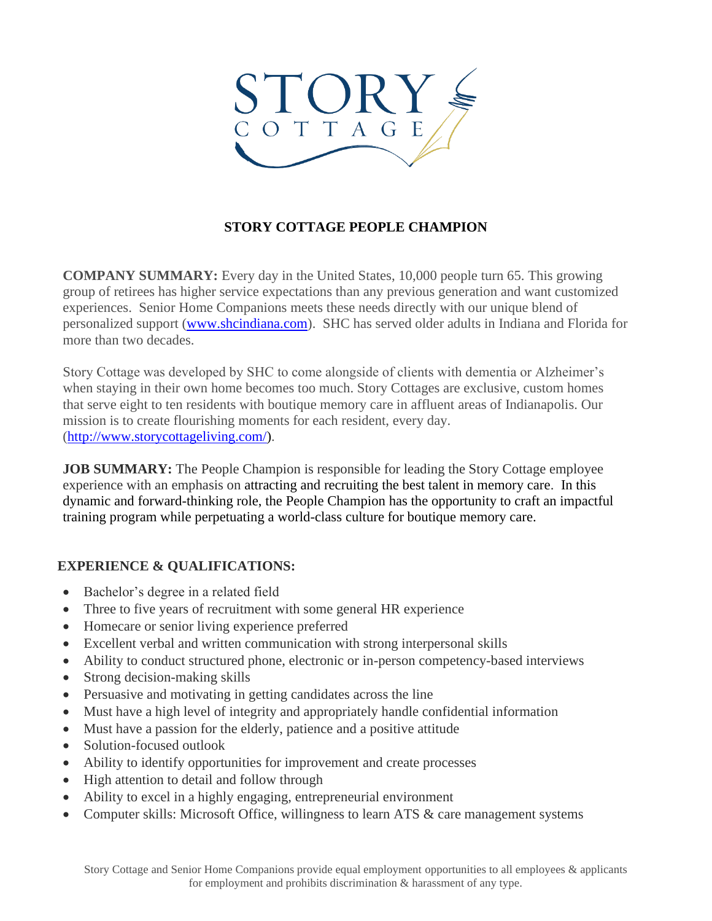# STORY COTTAGE PEOPLE CHAMPION

**COMPANY SUMMARY:** Every day in the United States, 10,000 people turn 65. This growing group of retirees has higher service expectations than any previous generation and want customized experiences. Senior Home Companions meets these needs directly with our unique blend of personalized support (www.shcindiana.com). SHC has served older adults in Indiana and Florida for more than two decades.

Story Cottage was developed by SHC to come alongside of clients with dementia or Alzheimer's when staying in their own home becomes too much. Story Cottages are exclusive, custom homes that serve eight to ten residents with boutique memory care in affluent areas of Indianapolis. Our mission is to create flourishing moments for each resident, every day. (http://www.storycottageliving.com/).

**JOB SUMMARY:** The People Champion is responsible for leading the Story Cottage employee experience with an emphasis on attracting and recruiting the best talent in memory care. In this dynamic and forward-thinking role, the People Champion has the opportunity to craft an impactful training program while perpetuating a world-class culture for boutique memory care.

## EXPERIENCE & QUALIFICATIONS:

- Bachelor's degree in a related field
- Three to five years of recruitment with some general HR experience
- Homecare or senior living experience preferred
- Excellent verbal and written communication with strong interpersonal skills
- Ability to conduct structured phone, electronic or in-person competency-based interviews
- Strong decision-making skills
- Persuasive and motivating in getting candidates across the line
- Must have a high level of integrity and appropriately handle confidential information
- Must have a passion for the elderly, patience and a positive attitude
- Solution-focused outlook
- Ability to identify opportunities for improvement and create processes
- High attention to detail and follow through
- Ability to excel in a highly engaging, entrepreneurial environment
- Computer skills: Microsoft Office, willingness to learn ATS & care management systems

Story Cottage and Senior Home Companions provide equal employment opportunities to all employees & applicants for employment and prohibits discrimination & harassment of any type.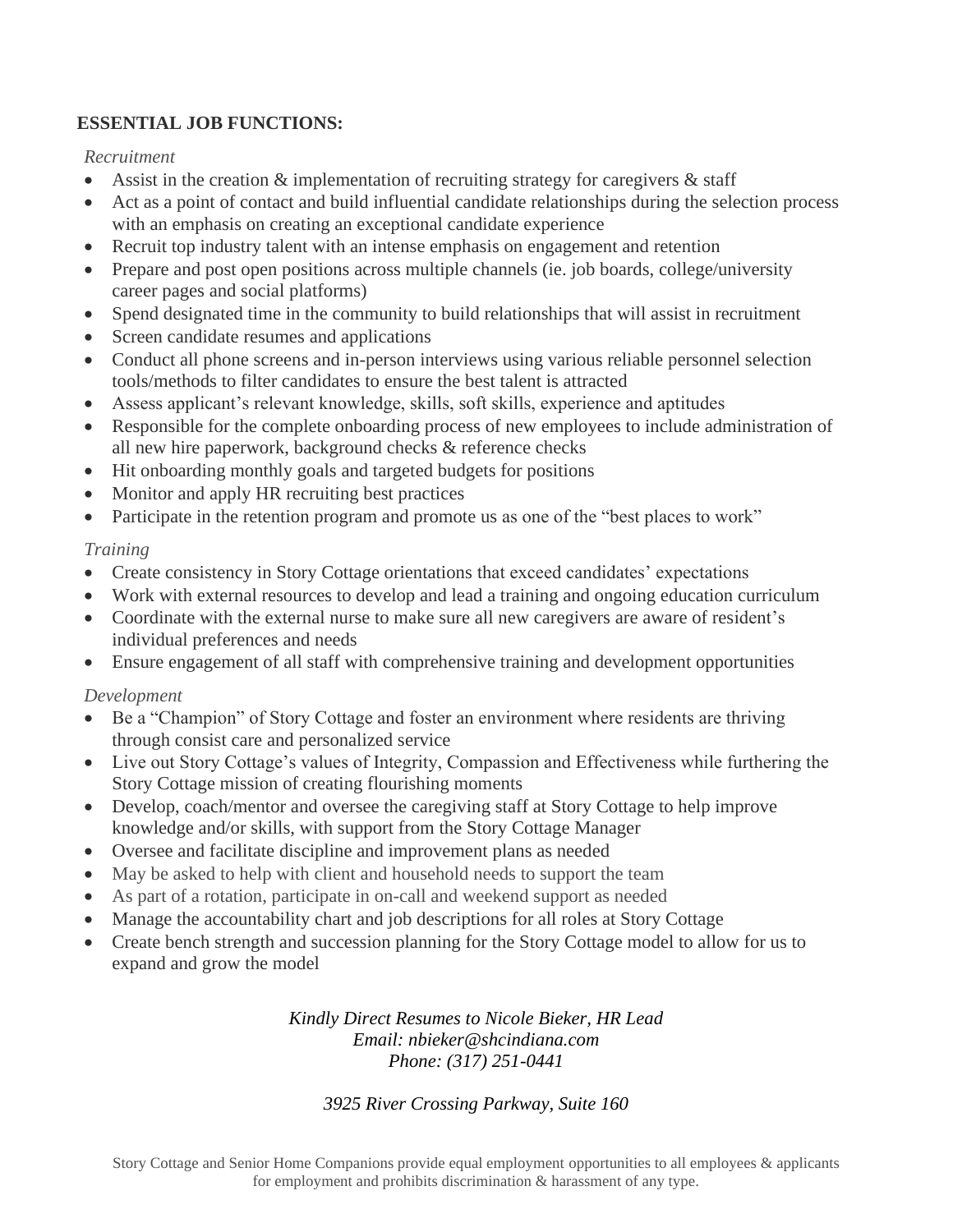**ESSENTIAL JOB FUNCTIONS:**

*Recruitment*

- Assist in the creation & implementation of recruiting strategy for caregivers & staff
- Act as a point of contact and build influential candidate relationships during the selection process with an emphasis on creating an exceptional candidate experience
- Recruit top industry talent with an intense emphasis on engagement and retention
- Prepare and post open positions across multiple channels (ie. job boards, college/university career pages and social platforms)
- Spend designated time in the community to build relationships that will assist in recruitment
- Screen candidate resumes and applications
- Conduct all phone screens and in-person interviews using various reliable personnel selection tools/methods to filter candidates to ensure the best talent is attracted
- Assess applicant's relevant knowledge, skills, soft skills, experience and aptitudes
- Responsible for the complete onboarding process of new employees to include administration of all new hire paperwork, background checks & reference checks
- Hit onboarding monthly goals and targeted budgets for positions
- Monitor and apply HR recruiting best practices
- Participate in the retention program and promote us as one of the "best places to work"

*Training*

- Create consistency in Story Cottage orientations that exceed candidates' expectations
- Work with external resources to develop and lead a training and ongoing education curriculum
- Coordinate with the external nurse to make sure all new caregivers are aware of resident's individual preferences and needs
- Ensure engagement of all staff with comprehensive training and development opportunities

*Development*

- Be a "Champion" of Story Cottage and foster an environment where residents are thriving through consist care and personalized service
- Live out Story Cottage's values of Integrity, Compassion and Effectiveness while furthering the Story Cottage mission of creating flourishing moments
- Develop, coach/mentor and oversee the caregiving staff at Story Cottage to help improve knowledge and/or skills, with support from the Story Cottage Manager
- Oversee and facilitate discipline and improvement plans as needed
- May be asked to help with client and household needs to support the team
- As part of a rotation, participate in on-call and weekend support as needed
- Manage the accountability chart and job descriptions for all roles at Story Cottage
- Create bench strength and succession planning for the Story Cottage model to allow for us to expand and grow the model

*Kindly Direct Resumes to Nicole Bieker, HR Lead*
*Email: nbieker@shcindiana.com*
*Phone: (317) 251-0441*

*3925 River Crossing Parkway, Suite 160*

Story Cottage and Senior Home Companions provide equal employment opportunities to all employees & applicants for employment and prohibits discrimination & harassment of any type.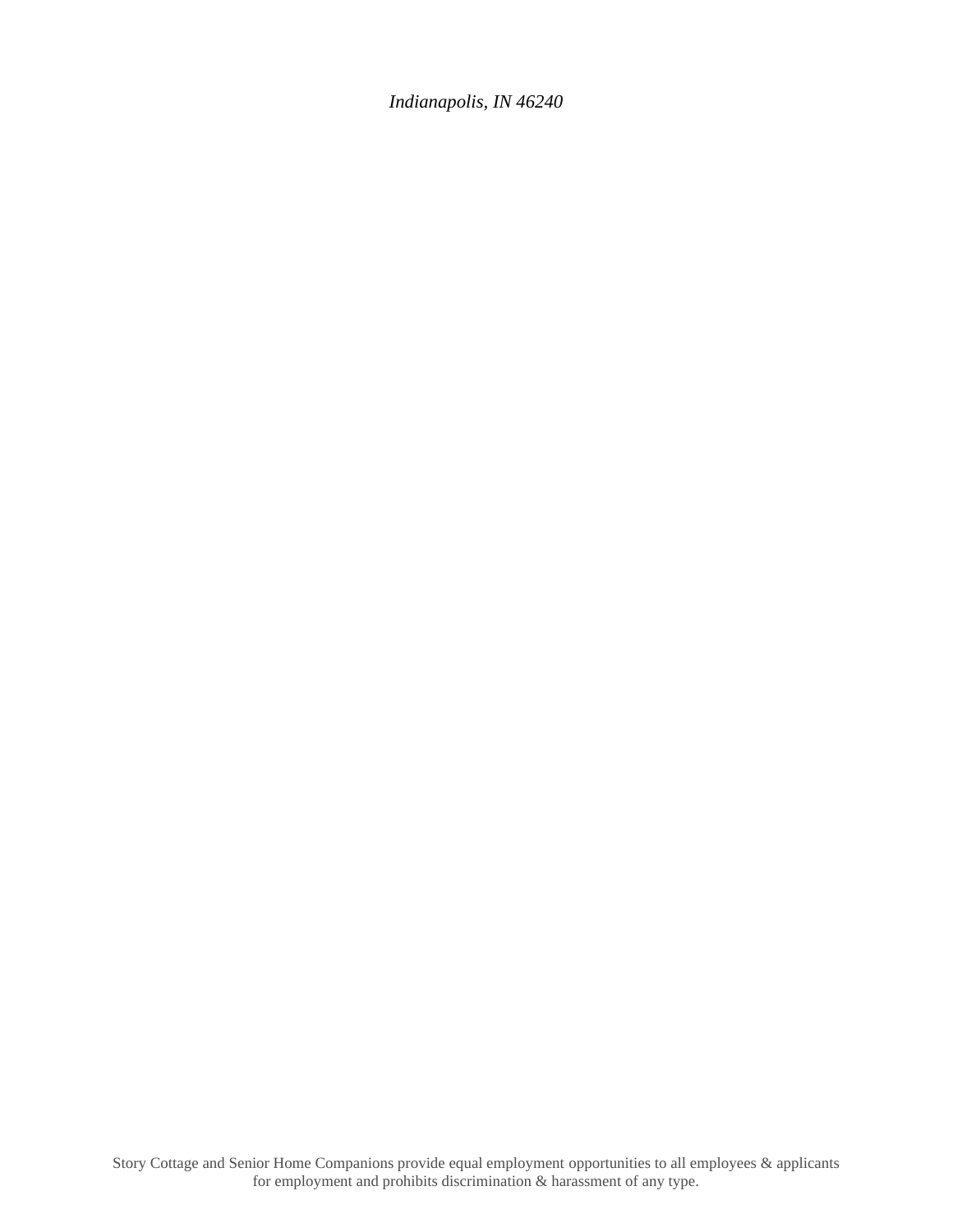*Indianapolis, IN 46240*

Story Cottage and Senior Home Companions provide equal employment opportunities to all employees & applicants for employment and prohibits discrimination & harassment of any type.